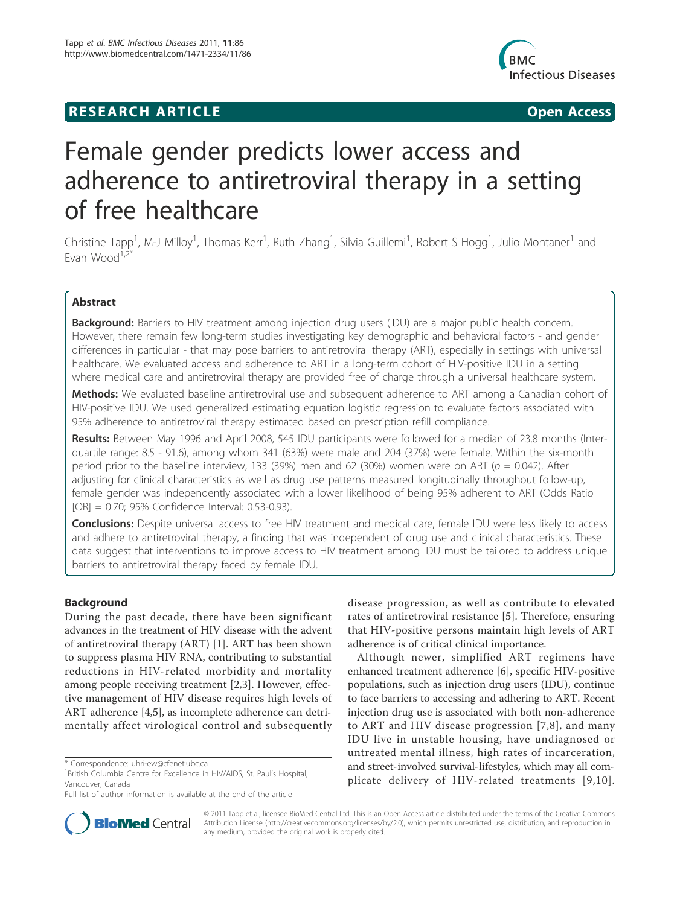# RESEARCH ARTICLE

**Open Access**

# Female gender predicts lower access and adherence to antiretroviral therapy in a setting of free healthcare

Christine Tapp[1], M-J Milloy[1], Thomas Kerr[1], Ruth Zhang[1], Silvia Guillemi[1], Robert S Hogg[1], Julio Montaner[1] and Evan Wood[1,2*]

## Abstract

**Background:** Barriers to HIV treatment among injection drug users (IDU) are a major public health concern. However, there remain few long-term studies investigating key demographic and behavioral factors - and gender differences in particular - that may pose barriers to antiretroviral therapy (ART), especially in settings with universal healthcare. We evaluated access and adherence to ART in a long-term cohort of HIV-positive IDU in a setting where medical care and antiretroviral therapy are provided free of charge through a universal healthcare system.

**Methods:** We evaluated baseline antiretroviral use and subsequent adherence to ART among a Canadian cohort of HIV-positive IDU. We used generalized estimating equation logistic regression to evaluate factors associated with 95% adherence to antiretroviral therapy estimated based on prescription refill compliance.

**Results:** Between May 1996 and April 2008, 545 IDU participants were followed for a median of 23.8 months (Inter-quartile range: 8.5 - 91.6), among whom 341 (63%) were male and 204 (37%) were female. Within the six-month period prior to the baseline interview, 133 (39%) men and 62 (30%) women were on ART ($p = 0.042$). After adjusting for clinical characteristics as well as drug use patterns measured longitudinally throughout follow-up, female gender was independently associated with a lower likelihood of being 95% adherent to ART (Odds Ratio [OR] = 0.70; 95% Confidence Interval: 0.53-0.93).

**Conclusions:** Despite universal access to free HIV treatment and medical care, female IDU were less likely to access and adhere to antiretroviral therapy, a finding that was independent of drug use and clinical characteristics. These data suggest that interventions to improve access to HIV treatment among IDU must be tailored to address unique barriers to antiretroviral therapy faced by female IDU.

## Background

During the past decade, there have been significant advances in the treatment of HIV disease with the advent of antiretroviral therapy (ART) [1]. ART has been shown to suppress plasma HIV RNA, contributing to substantial reductions in HIV-related morbidity and mortality among people receiving treatment [2,3]. However, effective management of HIV disease requires high levels of ART adherence [4,5], as incomplete adherence can detrimentally affect virological control and subsequently disease progression, as well as contribute to elevated rates of antiretroviral resistance [5]. Therefore, ensuring that HIV-positive persons maintain high levels of ART adherence is of critical clinical importance.

Although newer, simplified ART regimens have enhanced treatment adherence [6], specific HIV-positive populations, such as injection drug users (IDU), continue to face barriers to accessing and adhering to ART. Recent injection drug use is associated with both non-adherence to ART and HIV disease progression [7,8], and many IDU live in unstable housing, have undiagnosed or untreated mental illness, high rates of incarceration, and street-involved survival-lifestyles, which may all complicate delivery of HIV-related treatments [9,10].

\* Correspondence: uhri-ew@cfenet.ubc.ca
[1]British Columbia Centre for Excellence in HIV/AIDS, St. Paul's Hospital, Vancouver, Canada
Full list of author information is available at the end of the article

© 2011 Tapp et al; licensee BioMed Central Ltd. This is an Open Access article distributed under the terms of the Creative Commons Attribution License (http://creativecommons.org/licenses/by/2.0), which permits unrestricted use, distribution, and reproduction in any medium, provided the original work is properly cited.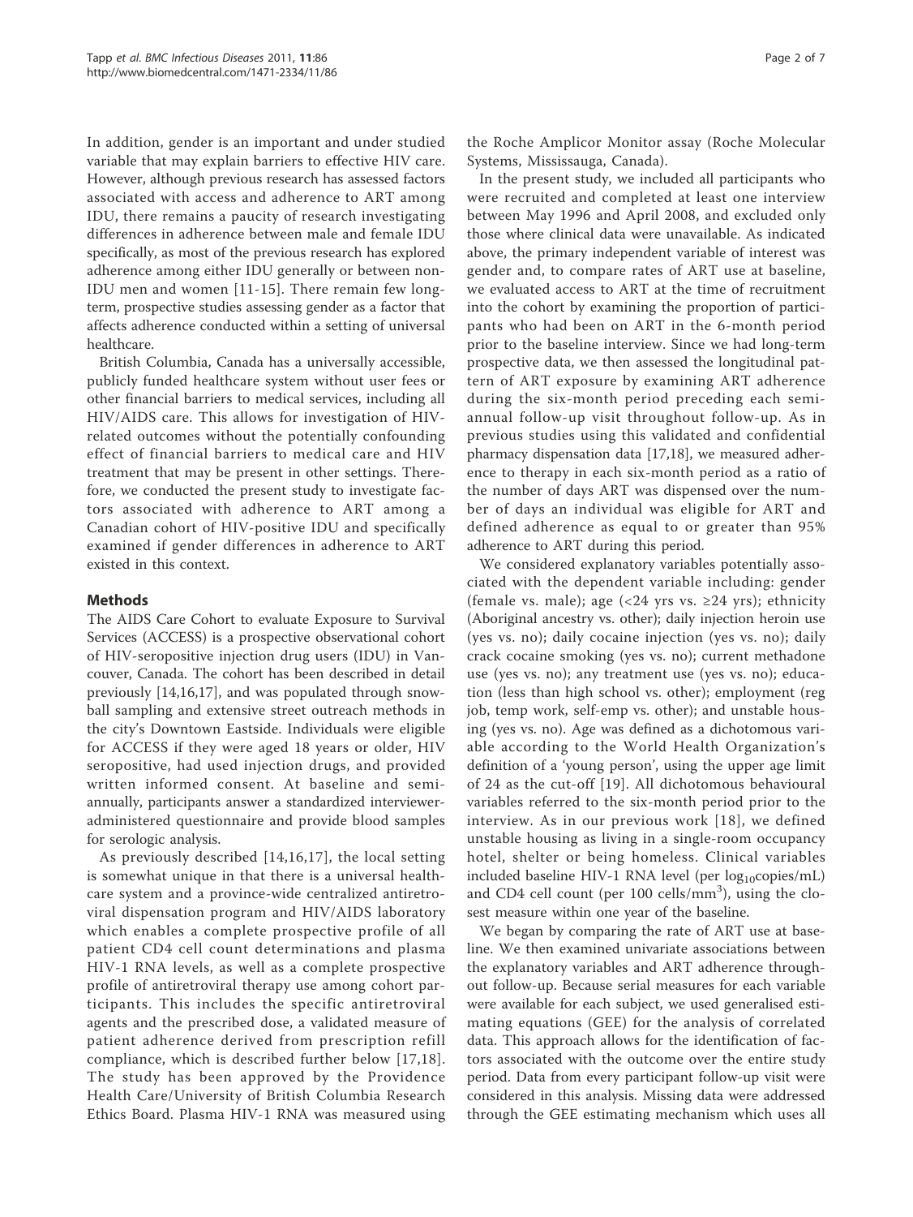In addition, gender is an important and under studied variable that may explain barriers to effective HIV care. However, although previous research has assessed factors associated with access and adherence to ART among IDU, there remains a paucity of research investigating differences in adherence between male and female IDU specifically, as most of the previous research has explored adherence among either IDU generally or between non-IDU men and women [11-15]. There remain few long-term, prospective studies assessing gender as a factor that affects adherence conducted within a setting of universal healthcare.

British Columbia, Canada has a universally accessible, publicly funded healthcare system without user fees or other financial barriers to medical services, including all HIV/AIDS care. This allows for investigation of HIV-related outcomes without the potentially confounding effect of financial barriers to medical care and HIV treatment that may be present in other settings. Therefore, we conducted the present study to investigate factors associated with adherence to ART among a Canadian cohort of HIV-positive IDU and specifically examined if gender differences in adherence to ART existed in this context.

## Methods

The AIDS Care Cohort to evaluate Exposure to Survival Services (ACCESS) is a prospective observational cohort of HIV-seropositive injection drug users (IDU) in Vancouver, Canada. The cohort has been described in detail previously [14,16,17], and was populated through snowball sampling and extensive street outreach methods in the city's Downtown Eastside. Individuals were eligible for ACCESS if they were aged 18 years or older, HIV seropositive, had used injection drugs, and provided written informed consent. At baseline and semi-annually, participants answer a standardized interviewer-administered questionnaire and provide blood samples for serologic analysis.

As previously described [14,16,17], the local setting is somewhat unique in that there is a universal healthcare system and a province-wide centralized antiretroviral dispensation program and HIV/AIDS laboratory which enables a complete prospective profile of all patient CD4 cell count determinations and plasma HIV-1 RNA levels, as well as a complete prospective profile of antiretroviral therapy use among cohort participants. This includes the specific antiretroviral agents and the prescribed dose, a validated measure of patient adherence derived from prescription refill compliance, which is described further below [17,18]. The study has been approved by the Providence Health Care/University of British Columbia Research Ethics Board. Plasma HIV-1 RNA was measured using the Roche Amplicor Monitor assay (Roche Molecular Systems, Mississauga, Canada).

In the present study, we included all participants who were recruited and completed at least one interview between May 1996 and April 2008, and excluded only those where clinical data were unavailable. As indicated above, the primary independent variable of interest was gender and, to compare rates of ART use at baseline, we evaluated access to ART at the time of recruitment into the cohort by examining the proportion of participants who had been on ART in the 6-month period prior to the baseline interview. Since we had long-term prospective data, we then assessed the longitudinal pattern of ART exposure by examining ART adherence during the six-month period preceding each semi-annual follow-up visit throughout follow-up. As in previous studies using this validated and confidential pharmacy dispensation data [17,18], we measured adherence to therapy in each six-month period as a ratio of the number of days ART was dispensed over the number of days an individual was eligible for ART and defined adherence as equal to or greater than 95% adherence to ART during this period.

We considered explanatory variables potentially associated with the dependent variable including: gender (female vs. male); age (<24 yrs vs. ≥24 yrs); ethnicity (Aboriginal ancestry vs. other); daily injection heroin use (yes vs. no); daily cocaine injection (yes vs. no); daily crack cocaine smoking (yes vs. no); current methadone use (yes vs. no); any treatment use (yes vs. no); education (less than high school vs. other); employment (reg job, temp work, self-emp vs. other); and unstable housing (yes vs. no). Age was defined as a dichotomous variable according to the World Health Organization's definition of a 'young person', using the upper age limit of 24 as the cut-off [19]. All dichotomous behavioural variables referred to the six-month period prior to the interview. As in our previous work [18], we defined unstable housing as living in a single-room occupancy hotel, shelter or being homeless. Clinical variables included baseline HIV-1 RNA level (per $\log_{10}$copies/mL) and CD4 cell count (per 100 cells/mm$^3$), using the closest measure within one year of the baseline.

We began by comparing the rate of ART use at baseline. We then examined univariate associations between the explanatory variables and ART adherence throughout follow-up. Because serial measures for each variable were available for each subject, we used generalised estimating equations (GEE) for the analysis of correlated data. This approach allows for the identification of factors associated with the outcome over the entire study period. Data from every participant follow-up visit were considered in this analysis. Missing data were addressed through the GEE estimating mechanism which uses all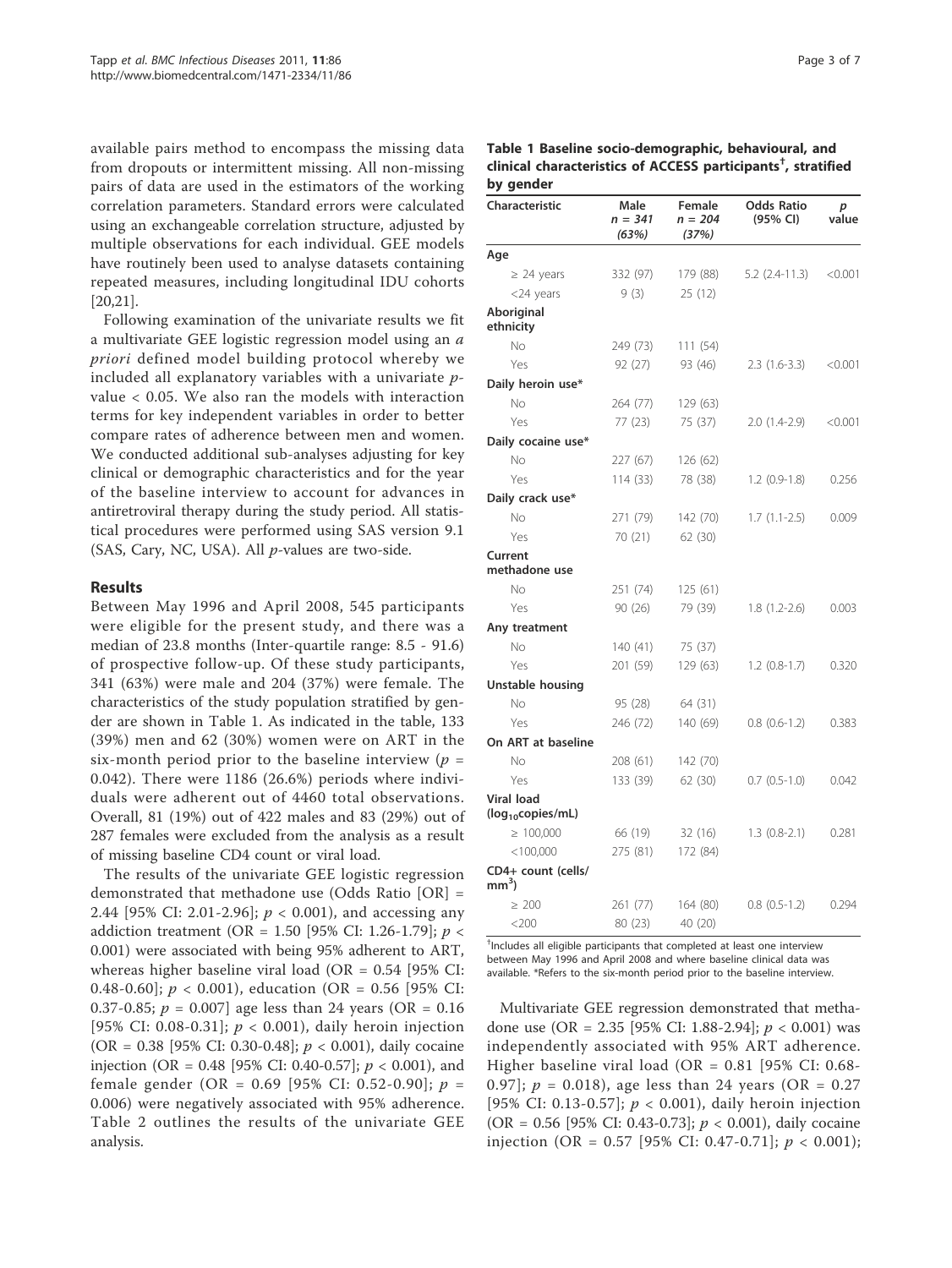available pairs method to encompass the missing data from dropouts or intermittent missing. All non-missing pairs of data are used in the estimators of the working correlation parameters. Standard errors were calculated using an exchangeable correlation structure, adjusted by multiple observations for each individual. GEE models have routinely been used to analyse datasets containing repeated measures, including longitudinal IDU cohorts [20,21].

Following examination of the univariate results we fit a multivariate GEE logistic regression model using an *a priori* defined model building protocol whereby we included all explanatory variables with a univariate *p*-value < 0.05. We also ran the models with interaction terms for key independent variables in order to better compare rates of adherence between men and women. We conducted additional sub-analyses adjusting for key clinical or demographic characteristics and for the year of the baseline interview to account for advances in antiretroviral therapy during the study period. All statistical procedures were performed using SAS version 9.1 (SAS, Cary, NC, USA). All *p*-values are two-side.

## Results

Between May 1996 and April 2008, 545 participants were eligible for the present study, and there was a median of 23.8 months (Inter-quartile range: 8.5 - 91.6) of prospective follow-up. Of these study participants, 341 (63%) were male and 204 (37%) were female. The characteristics of the study population stratified by gender are shown in Table 1. As indicated in the table, 133 (39%) men and 62 (30%) women were on ART in the six-month period prior to the baseline interview ($p$ = 0.042). There were 1186 (26.6%) periods where individuals were adherent out of 4460 total observations. Overall, 81 (19%) out of 422 males and 83 (29%) out of 287 females were excluded from the analysis as a result of missing baseline CD4 count or viral load.

The results of the univariate GEE logistic regression demonstrated that methadone use (Odds Ratio [OR] = 2.44 [95% CI: 2.01-2.96]; $p$ < 0.001), and accessing any addiction treatment (OR = 1.50 [95% CI: 1.26-1.79]; $p$ < 0.001) were associated with being 95% adherent to ART, whereas higher baseline viral load (OR = 0.54 [95% CI: 0.48-0.60]; $p$ < 0.001), education (OR = 0.56 [95% CI: 0.37-0.85; $p$ = 0.007] age less than 24 years (OR = 0.16 [95% CI: 0.08-0.31]; $p$ < 0.001), daily heroin injection (OR = 0.38 [95% CI: 0.30-0.48]; $p$ < 0.001), daily cocaine injection (OR = 0.48 [95% CI: 0.40-0.57]; $p$ < 0.001), and female gender (OR = 0.69 [95% CI: 0.52-0.90]; $p$ = 0.006) were negatively associated with 95% adherence. Table 2 outlines the results of the univariate GEE analysis.

**Table 1 Baseline socio-demographic, behavioural, and clinical characteristics of ACCESS participants[†], stratified by gender**

| Characteristic | Male n = 341 (63%) | Female n = 204 (37%) | Odds Ratio (95% CI) | p value |
|---|---|---|---|---|
| **Age** | | | | |
| ≥ 24 years | 332 (97) | 179 (88) | 5.2 (2.4-11.3) | <0.001 |
| <24 years | 9 (3) | 25 (12) | | |
| **Aboriginal ethnicity** | | | | |
| No | 249 (73) | 111 (54) | | |
| Yes | 92 (27) | 93 (46) | 2.3 (1.6-3.3) | <0.001 |
| **Daily heroin use*** | | | | |
| No | 264 (77) | 129 (63) | | |
| Yes | 77 (23) | 75 (37) | 2.0 (1.4-2.9) | <0.001 |
| **Daily cocaine use*** | | | | |
| No | 227 (67) | 126 (62) | | |
| Yes | 114 (33) | 78 (38) | 1.2 (0.9-1.8) | 0.256 |
| **Daily crack use*** | | | | |
| No | 271 (79) | 142 (70) | 1.7 (1.1-2.5) | 0.009 |
| Yes | 70 (21) | 62 (30) | | |
| **Current methadone use** | | | | |
| No | 251 (74) | 125 (61) | | |
| Yes | 90 (26) | 79 (39) | 1.8 (1.2-2.6) | 0.003 |
| **Any treatment** | | | | |
| No | 140 (41) | 75 (37) | | |
| Yes | 201 (59) | 129 (63) | 1.2 (0.8-1.7) | 0.320 |
| **Unstable housing** | | | | |
| No | 95 (28) | 64 (31) | | |
| Yes | 246 (72) | 140 (69) | 0.8 (0.6-1.2) | 0.383 |
| **On ART at baseline** | | | | |
| No | 208 (61) | 142 (70) | | |
| Yes | 133 (39) | 62 (30) | 0.7 (0.5-1.0) | 0.042 |
| **Viral load ($log_{10}$copies/mL)** | | | | |
| ≥ 100,000 | 66 (19) | 32 (16) | 1.3 (0.8-2.1) | 0.281 |
| <100,000 | 275 (81) | 172 (84) | | |
| **CD4+ count (cells/$mm^3$)** | | | | |
| ≥ 200 | 261 (77) | 164 (80) | 0.8 (0.5-1.2) | 0.294 |
| <200 | 80 (23) | 40 (20) | | |

[†]Includes all eligible participants that completed at least one interview between May 1996 and April 2008 and where baseline clinical data was available. *Refers to the six-month period prior to the baseline interview.

Multivariate GEE regression demonstrated that methadone use (OR = 2.35 [95% CI: 1.88-2.94]; $p$ < 0.001) was independently associated with 95% ART adherence. Higher baseline viral load (OR = 0.81 [95% CI: 0.68-0.97]; $p$ = 0.018), age less than 24 years (OR = 0.27 [95% CI: 0.13-0.57]; $p$ < 0.001), daily heroin injection (OR = 0.56 [95% CI: 0.43-0.73]; $p$ < 0.001), daily cocaine injection (OR = 0.57 [95% CI: 0.47-0.71]; $p$ < 0.001);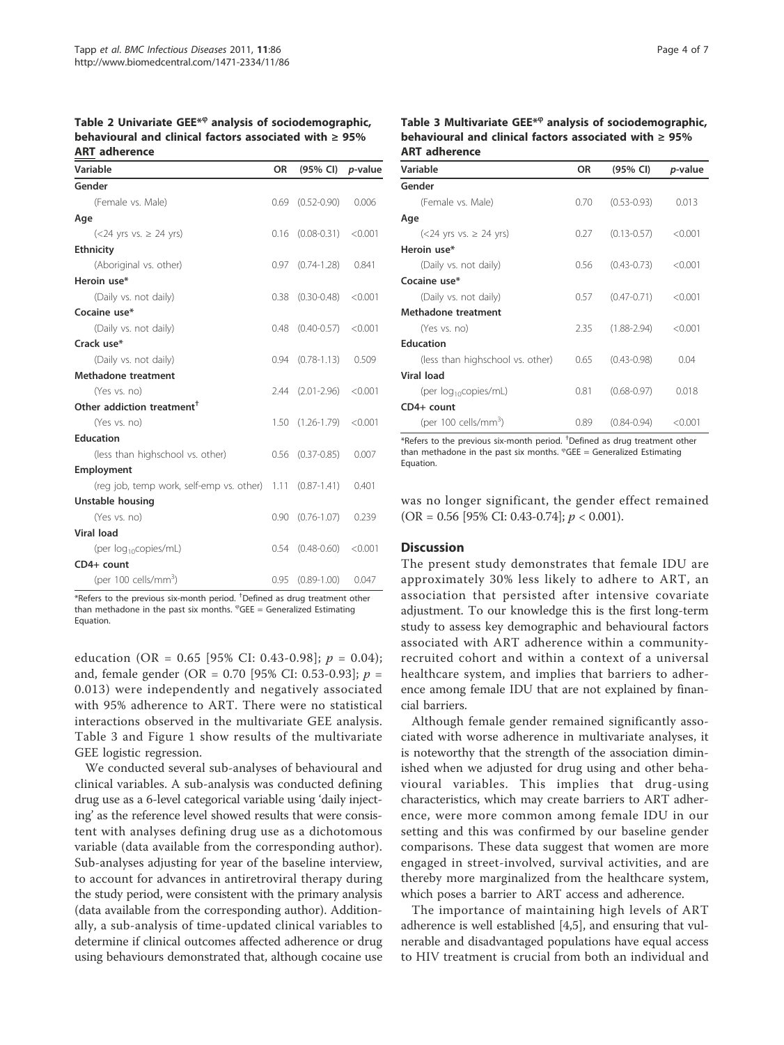**Table 2 Univariate GEE*[φ] analysis of sociodemographic, behavioural and clinical factors associated with ≥ 95% ART adherence**

| Variable | OR | (95% CI) | *p*-value |
|---|---|---|---|
| **Gender** | | | |
| (Female vs. Male) | 0.69 | (0.52-0.90) | 0.006 |
| **Age** | | | |
| (<24 yrs vs. ≥ 24 yrs) | 0.16 | (0.08-0.31) | <0.001 |
| **Ethnicity** | | | |
| (Aboriginal vs. other) | 0.97 | (0.74-1.28) | 0.841 |
| **Heroin use*** | | | |
| (Daily vs. not daily) | 0.38 | (0.30-0.48) | <0.001 |
| **Cocaine use*** | | | |
| (Daily vs. not daily) | 0.48 | (0.40-0.57) | <0.001 |
| **Crack use*** | | | |
| (Daily vs. not daily) | 0.94 | (0.78-1.13) | 0.509 |
| **Methadone treatment** | | | |
| (Yes vs. no) | 2.44 | (2.01-2.96) | <0.001 |
| **Other addiction treatment**[†] | | | |
| (Yes vs. no) | 1.50 | (1.26-1.79) | <0.001 |
| **Education** | | | |
| (less than highschool vs. other) | 0.56 | (0.37-0.85) | 0.007 |
| **Employment** | | | |
| (reg job, temp work, self-emp vs. other) | 1.11 | (0.87-1.41) | 0.401 |
| **Unstable housing** | | | |
| (Yes vs. no) | 0.90 | (0.76-1.07) | 0.239 |
| **Viral load** | | | |
| (per $\log_{10}$copies/mL) | 0.54 | (0.48-0.60) | <0.001 |
| **CD4+ count** | | | |
| (per 100 cells/mm$^3$) | 0.95 | (0.89-1.00) | 0.047 |

*Refers to the previous six-month period. [†]Defined as drug treatment other than methadone in the past six months. [φ]GEE = Generalized Estimating Equation.

**Table 3 Multivariate GEE*[φ] analysis of sociodemographic, behavioural and clinical factors associated with ≥ 95% ART adherence**

| Variable | OR | (95% CI) | *p*-value |
|---|---|---|---|
| **Gender** | | | |
| (Female vs. Male) | 0.70 | (0.53-0.93) | 0.013 |
| **Age** | | | |
| (<24 yrs vs. ≥ 24 yrs) | 0.27 | (0.13-0.57) | <0.001 |
| **Heroin use*** | | | |
| (Daily vs. not daily) | 0.56 | (0.43-0.73) | <0.001 |
| **Cocaine use*** | | | |
| (Daily vs. not daily) | 0.57 | (0.47-0.71) | <0.001 |
| **Methadone treatment** | | | |
| (Yes vs. no) | 2.35 | (1.88-2.94) | <0.001 |
| **Education** | | | |
| (less than highschool vs. other) | 0.65 | (0.43-0.98) | 0.04 |
| **Viral load** | | | |
| (per $\log_{10}$copies/mL) | 0.81 | (0.68-0.97) | 0.018 |
| **CD4+ count** | | | |
| (per 100 cells/mm$^3$) | 0.89 | (0.84-0.94) | <0.001 |

*Refers to the previous six-month period. [†]Defined as drug treatment other than methadone in the past six months. [φ]GEE = Generalized Estimating Equation.

education (OR = 0.65 [95% CI: 0.43-0.98]; $p = 0.04$); and, female gender (OR = 0.70 [95% CI: 0.53-0.93]; $p = 0.013$) were independently and negatively associated with 95% adherence to ART. There were no statistical interactions observed in the multivariate GEE analysis. Table 3 and Figure 1 show results of the multivariate GEE logistic regression.

We conducted several sub-analyses of behavioural and clinical variables. A sub-analysis was conducted defining drug use as a 6-level categorical variable using 'daily injecting' as the reference level showed results that were consistent with analyses defining drug use as a dichotomous variable (data available from the corresponding author). Sub-analyses adjusting for year of the baseline interview, to account for advances in antiretroviral therapy during the study period, were consistent with the primary analysis (data available from the corresponding author). Additionally, a sub-analysis of time-updated clinical variables to determine if clinical outcomes affected adherence or drug using behaviours demonstrated that, although cocaine use was no longer significant, the gender effect remained (OR = 0.56 [95% CI: 0.43-0.74]; $p < 0.001$).

## Discussion

The present study demonstrates that female IDU are approximately 30% less likely to adhere to ART, an association that persisted after intensive covariate adjustment. To our knowledge this is the first long-term study to assess key demographic and behavioural factors associated with ART adherence within a community-recruited cohort and within a context of a universal healthcare system, and implies that barriers to adherence among female IDU that are not explained by financial barriers.

Although female gender remained significantly associated with worse adherence in multivariate analyses, it is noteworthy that the strength of the association diminished when we adjusted for drug using and other behavioural variables. This implies that drug-using characteristics, which may create barriers to ART adherence, were more common among female IDU in our setting and this was confirmed by our baseline gender comparisons. These data suggest that women are more engaged in street-involved, survival activities, and are thereby more marginalized from the healthcare system, which poses a barrier to ART access and adherence.

The importance of maintaining high levels of ART adherence is well established [4,5], and ensuring that vulnerable and disadvantaged populations have equal access to HIV treatment is crucial from both an individual and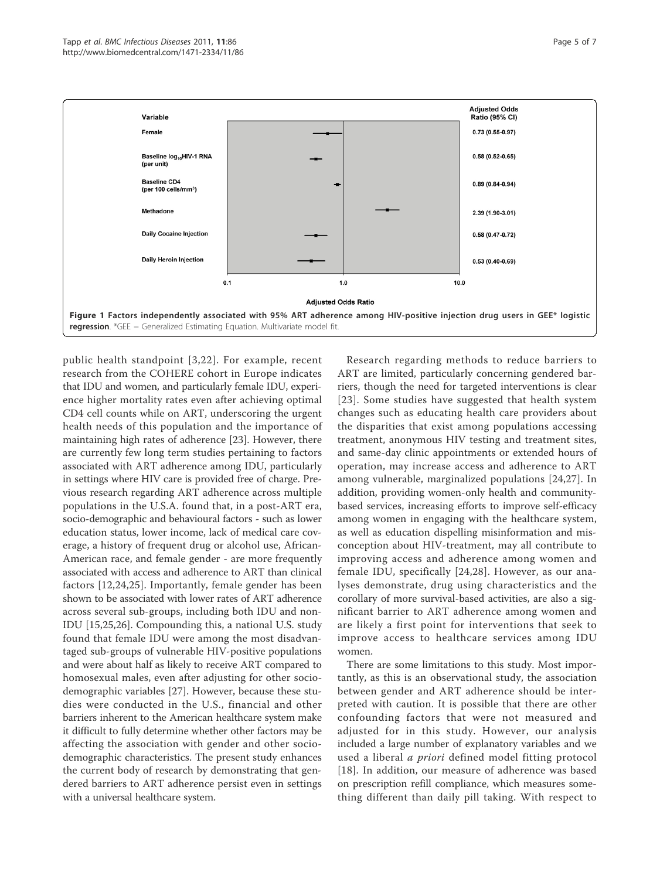| Variable | Adjusted Odds Ratio (95% CI) |
| --- | --- |
| Female | 0.73 (0.55-0.97) |
| Baseline $log_{10}$HIV-1 RNA (per unit) | 0.58 (0.52-0.65) |
| Baseline CD4 (per 100 cells/mm$^3$) | 0.89 (0.84-0.94) |
| Methadone | 2.39 (1.90-3.01) |
| Daily Cocaine Injection | 0.58 (0.47-0.72) |
| Daily Heroin Injection | 0.53 (0.40-0.69) |

Adjusted Odds Ratio

**Figure 1 Factors independently associated with 95% ART adherence among HIV-positive injection drug users in GEE* logistic regression**. *GEE = Generalized Estimating Equation. Multivariate model fit.

public health standpoint [3,22]. For example, recent research from the COHERE cohort in Europe indicates that IDU and women, and particularly female IDU, experience higher mortality rates even after achieving optimal CD4 cell counts while on ART, underscoring the urgent health needs of this population and the importance of maintaining high rates of adherence [23]. However, there are currently few long term studies pertaining to factors associated with ART adherence among IDU, particularly in settings where HIV care is provided free of charge. Previous research regarding ART adherence across multiple populations in the U.S.A. found that, in a post-ART era, socio-demographic and behavioural factors - such as lower education status, lower income, lack of medical care coverage, a history of frequent drug or alcohol use, African-American race, and female gender - are more frequently associated with access and adherence to ART than clinical factors [12,24,25]. Importantly, female gender has been shown to be associated with lower rates of ART adherence across several sub-groups, including both IDU and non-IDU [15,25,26]. Compounding this, a national U.S. study found that female IDU were among the most disadvantaged sub-groups of vulnerable HIV-positive populations and were about half as likely to receive ART compared to homosexual males, even after adjusting for other socio-demographic variables [27]. However, because these studies were conducted in the U.S., financial and other barriers inherent to the American healthcare system make it difficult to fully determine whether other factors may be affecting the association with gender and other socio-demographic characteristics. The present study enhances the current body of research by demonstrating that gendered barriers to ART adherence persist even in settings with a universal healthcare system.

Research regarding methods to reduce barriers to ART are limited, particularly concerning gendered barriers, though the need for targeted interventions is clear [23]. Some studies have suggested that health system changes such as educating health care providers about the disparities that exist among populations accessing treatment, anonymous HIV testing and treatment sites, and same-day clinic appointments or extended hours of operation, may increase access and adherence to ART among vulnerable, marginalized populations [24,27]. In addition, providing women-only health and community-based services, increasing efforts to improve self-efficacy among women in engaging with the healthcare system, as well as education dispelling misinformation and misconception about HIV-treatment, may all contribute to improving access and adherence among women and female IDU, specifically [24,28]. However, as our analyses demonstrate, drug using characteristics and the corollary of more survival-based activities, are also a significant barrier to ART adherence among women and are likely a first point for interventions that seek to improve access to healthcare services among IDU women.

There are some limitations to this study. Most importantly, as this is an observational study, the association between gender and ART adherence should be interpreted with caution. It is possible that there are other confounding factors that were not measured and adjusted for in this study. However, our analysis included a large number of explanatory variables and we used a liberal *a priori* defined model fitting protocol [18]. In addition, our measure of adherence was based on prescription refill compliance, which measures something different than daily pill taking. With respect to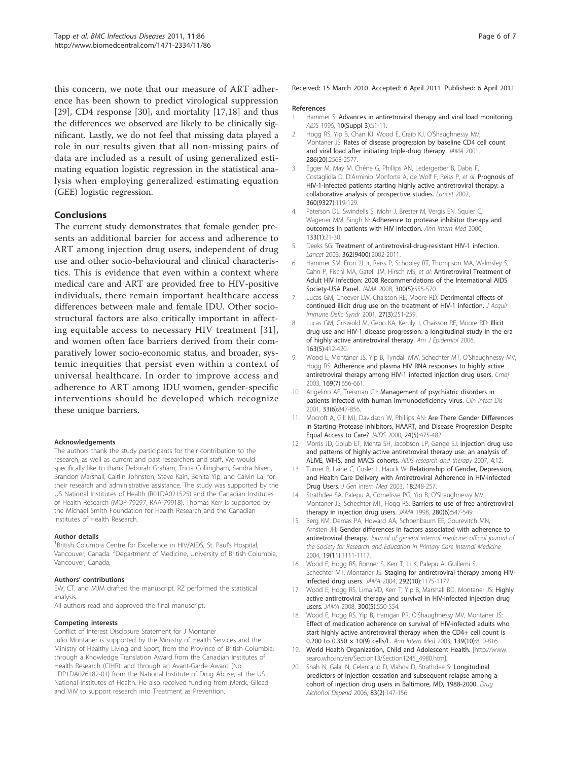this concern, we note that our measure of ART adherence has been shown to predict virological suppression [29], CD4 response [30], and mortality [17,18] and thus the differences we observed are likely to be clinically significant. Lastly, we do not feel that missing data played a role in our results given that all non-missing pairs of data are included as a result of using generalized estimating equation logistic regression in the statistical analysis when employing generalized estimating equation (GEE) logistic regression.

## Conclusions

The current study demonstrates that female gender presents an additional barrier for access and adherence to ART among injection drug users, independent of drug use and other socio-behavioural and clinical characteristics. This is evidence that even within a context where medical care and ART are provided free to HIV-positive individuals, there remain important healthcare access differences between male and female IDU. Other socio-structural factors are also critically important in affecting equitable access to necessary HIV treatment [31], and women often face barriers derived from their comparatively lower socio-economic status, and broader, systemic inequities that persist even within a context of universal healthcare. In order to improve access and adherence to ART among IDU women, gender-specific interventions should be developed which recognize these unique barriers.

#### Acknowledgements

The authors thank the study participants for their contribution to the research, as well as current and past researchers and staff. We would specifically like to thank Deborah Graham, Tricia Collingham, Sandra Niven, Brandon Marshall, Caitlin Johnston, Steve Kain, Benita Yip, and Calvin Lai for their research and administrative assistance. The study was supported by the US National Institutes of Health (R01DA021525) and the Canadian Institutes of Health Research (MOP-79297, RAA-79918). Thomas Kerr is supported by the Michael Smith Foundation for Health Research and the Canadian Institutes of Health Research.

#### Author details

[1]British Columbia Centre for Excellence in HIV/AIDS, St. Paul's Hospital, Vancouver, Canada. [2]Department of Medicine, University of British Columbia, Vancouver, Canada.

#### Authors' contributions

EW, CT, and MJM drafted the manuscript. RZ performed the statistical analysis.

All authors read and approved the final manuscript.

#### Competing interests

Conflict of Interest Disclosure Statement for J Montaner

Julio Montaner is supported by the Ministry of Health Services and the Ministry of Healthy Living and Sport, from the Province of British Columbia; through a Knowledge Translation Award from the Canadian Institutes of Health Research (CIHR); and through an Avant-Garde Award (No. 1DP1DA026182-01) from the National Institute of Drug Abuse, at the US National Institutes of Health. He also received funding from Merck, Gilead and ViiV to support research into Treatment as Prevention.

Received: 15 March 2010 Accepted: 6 April 2011 Published: 6 April 2011

#### References

1. Hammer S: **Advances in antiretroviral therapy and viral load monitoring.** *AIDS* 1996, **10(Suppl 3)**:S1-11.
2. Hogg RS, Yip B, Chan KJ, Wood E, Craib KJ, O'Shaughnessy MV, Montaner JS: **Rates of disease progression by baseline CD4 cell count and viral load after initiating triple-drug therapy.** *JAMA* 2001, **286(20)**:2568-2577.
3. Egger M, May M, Chêne G, Phillips AN, Ledergerber B, Dabis F, Costagliola D, D'Arminio Monforte A, de Wolf F, Reiss P, *et al*: **Prognosis of HIV-1-infected patients starting highly active antiretroviral therapy: a collaborative analysis of prospective studies.** *Lancet* 2002, **360(9327)**:119-129.
4. Paterson DL, Swindells S, Mohr J, Brester M, Vergis EN, Squier C, Wagener MM, Singh N: **Adherence to protease inhibitor therapy and outcomes in patients with HIV infection.** *Ann Intern Med* 2000, **133(1)**:21-30.
5. Deeks SG: **Treatment of antiretroviral-drug-resistant HIV-1 infection.** *Lancet* 2003, **362(9400)**:2002-2011.
6. Hammer SM, Eron JJ Jr, Reiss P, Schooley RT, Thompson MA, Walmsley S, Cahn P, Fischl MA, Gatell JM, Hirsch MS, *et al*: **Antiretroviral Treatment of Adult HIV Infection: 2008 Recommendations of the International AIDS Society-USA Panel.** *JAMA* 2008, **300(5)**:555-570.
7. Lucas GM, Cheever LW, Chaisson RE, Moore RD: **Detrimental effects of continued illicit drug use on the treatment of HIV-1 infection.** *J Acquir Immune Defic Syndr* 2001, **27(3)**:251-259.
8. Lucas GM, Griswold M, Gebo KA, Keruly J, Chaisson RE, Moore RD: **Illicit drug use and HIV-1 disease progression: a longitudinal study in the era of highly active antiretroviral therapy.** *Am J Epidemiol* 2006, **163(5)**:412-420.
9. Wood E, Montaner JS, Yip B, Tyndall MW, Schechter MT, O'Shaughnessy MV, Hogg RS: **Adherence and plasma HIV RNA responses to highly active antiretroviral therapy among HIV-1 infected injection drug users.** *Cmaj* 2003, **169(7)**:656-661.
10. Angelino AF, Treisman GJ: **Management of psychiatric disorders in patients infected with human immunodeficiency virus.** *Clin Infect Dis* 2001, **33(6)**:847-856.
11. Mocroft A, Gill MJ, Davidson W, Phillips AN: **Are There Gender Differences in Starting Protease Inhibitors, HAART, and Disease Progression Despite Equal Access to Care?** *JAIDS* 2000, **24(5)**:475-482.
12. Morris JD, Golub ET, Mehta SH, Jacobson LP, Gange SJ: **Injection drug use and patterns of highly active antiretroviral therapy use: an analysis of ALIVE, WIHS, and MACS cohorts.** *AIDS research and therapy* 2007, **4**:12.
13. Turner B, Laine C, Cosler L, Hauck W: **Relationship of Gender, Depression, and Health Care Delivery with Antiretroviral Adherence in HIV-infected Drug Users.** *J Gen Intern Med* 2003, **18**:248-257.
14. Strathdee SA, Palepu A, Cornelisse PG, Yip B, O'Shaughnessy MV, Montaner JS, Schechter MT, Hogg RS: **Barriers to use of free antiretroviral therapy in injection drug users.** *JAMA* 1998, **280(6)**:547-549.
15. Berg KM, Demas PA, Howard AA, Schoenbaum EE, Gourevitch MN, Arnsten JH: **Gender differences in factors associated with adherence to antiretroviral therapy.** *Journal of general internal medicine: official journal of the Society for Research and Education in Primary Care Internal Medicine* 2004, **19(11)**:1111-1117.
16. Wood E, Hogg RS, Bonner S, Kerr T, Li K, Palepu A, Guillemi S, Schechter MT, Montaner JS: **Staging for antiretroviral therapy among HIV-infected drug users.** *JAMA* 2004, **292(10)**:1175-1177.
17. Wood E, Hogg RS, Lima VD, Kerr T, Yip B, Marshall BD, Montaner JS: **Highly active antiretroviral therapy and survival in HIV-infected injection drug users.** *JAMA* 2008, **300(5)**:550-554.
18. Wood E, Hogg RS, Yip B, Harrigan PR, O'Shaughnessy MV, Montaner JS: **Effect of medication adherence on survival of HIV-infected adults who start highly active antiretroviral therapy when the CD4+ cell count is 0.200 to 0.350 × 10(9) cells/L.** *Ann Intern Med* 2003, **139(10)**:810-816.
19. World Health Organization, Child and Adolescent Health. [http://www.searo.who.int/en/Section13/Section1245_4980.htm].
20. Shah N, Galai N, Celentano D, Vlahov D, Strathdee S: **Longitudinal predictors of injection cessation and subsequent relapse among a cohort of injection drug users in Baltimore, MD, 1988-2000.** *Drug Alchohol Depend* 2006, **83(2)**:147-156.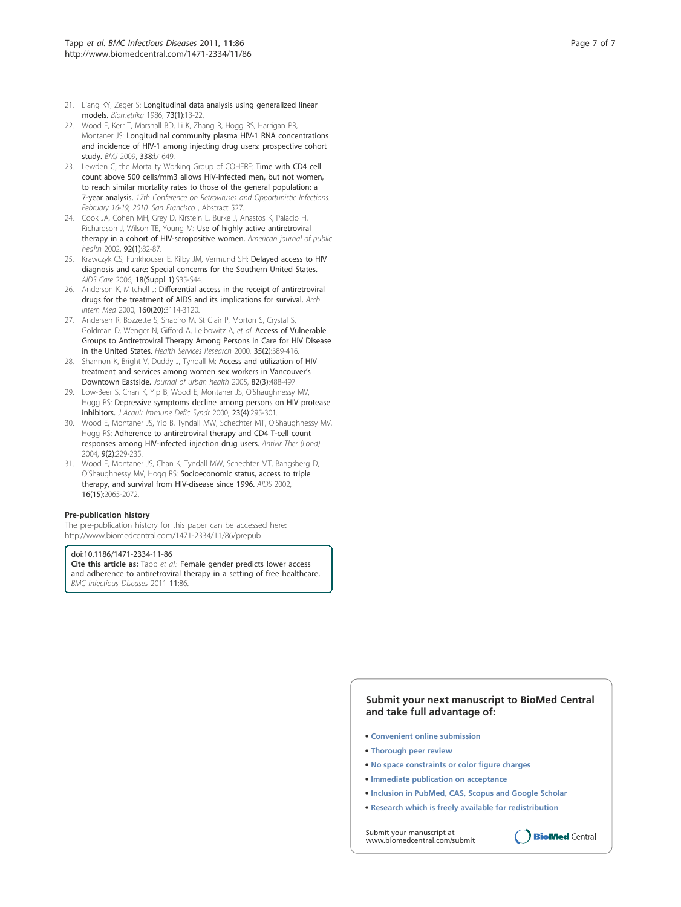21. Liang KY, Zeger S: **Longitudinal data analysis using generalized linear models.** *Biometrika* 1986, **73(1)**:13-22.
22. Wood E, Kerr T, Marshall BD, Li K, Zhang R, Hogg RS, Harrigan PR, Montaner JS: **Longitudinal community plasma HIV-1 RNA concentrations and incidence of HIV-1 among injecting drug users: prospective cohort study.** *BMJ* 2009, **338**:b1649.
23. Lewden C, the Mortality Working Group of COHERE: **Time with CD4 cell count above 500 cells/mm3 allows HIV-infected men, but not women, to reach similar mortality rates to those of the general population: a 7-year analysis.** *17th Conference on Retroviruses and Opportunistic Infections. February 16-19, 2010. San Francisco* , Abstract 527.
24. Cook JA, Cohen MH, Grey D, Kirstein L, Burke J, Anastos K, Palacio H, Richardson J, Wilson TE, Young M: **Use of highly active antiretroviral therapy in a cohort of HIV-seropositive women.** *American journal of public health* 2002, **92(1)**:82-87.
25. Krawczyk CS, Funkhouser E, Kilby JM, Vermund SH: **Delayed access to HIV diagnosis and care: Special concerns for the Southern United States.** *AIDS Care* 2006, **18(Suppl 1)**:S35-S44.
26. Anderson K, Mitchell J: **Differential access in the receipt of antiretroviral drugs for the treatment of AIDS and its implications for survival.** *Arch Intern Med* 2000, **160(20)**:3114-3120.
27. Andersen R, Bozzette S, Shapiro M, St Clair P, Morton S, Crystal S, Goldman D, Wenger N, Gifford A, Leibowitz A, *et al*: **Access of Vulnerable Groups to Antiretroviral Therapy Among Persons in Care for HIV Disease in the United States.** *Health Services Research* 2000, **35(2)**:389-416.
28. Shannon K, Bright V, Duddy J, Tyndall M: **Access and utilization of HIV treatment and services among women sex workers in Vancouver's Downtown Eastside.** *Journal of urban health* 2005, **82(3)**:488-497.
29. Low-Beer S, Chan K, Yip B, Wood E, Montaner JS, O'Shaughnessy MV, Hogg RS: **Depressive symptoms decline among persons on HIV protease inhibitors.** *J Acquir Immune Defic Syndr* 2000, **23(4)**:295-301.
30. Wood E, Montaner JS, Yip B, Tyndall MW, Schechter MT, O'Shaughnessy MV, Hogg RS: **Adherence to antiretroviral therapy and CD4 T-cell count responses among HIV-infected injection drug users.** *Antivir Ther (Lond)* 2004, **9(2)**:229-235.
31. Wood E, Montaner JS, Chan K, Tyndall MW, Schechter MT, Bangsberg D, O'Shaughnessy MV, Hogg RS: **Socioeconomic status, access to triple therapy, and survival from HIV-disease since 1996.** *AIDS* 2002, **16(15)**:2065-2072.

### Pre-publication history

The pre-publication history for this paper can be accessed here:
http://www.biomedcentral.com/1471-2334/11/86/prepub

doi:10.1186/1471-2334-11-86

**Cite this article as:** Tapp *et al.*: Female gender predicts lower access and adherence to antiretroviral therapy in a setting of free healthcare. *BMC Infectious Diseases* 2011 **11**:86.

**Submit your next manuscript to BioMed Central and take full advantage of:**

- **Convenient online submission**
- **Thorough peer review**
- **No space constraints or color figure charges**
- **Immediate publication on acceptance**
- **Inclusion in PubMed, CAS, Scopus and Google Scholar**
- **Research which is freely available for redistribution**

Submit your manuscript at
www.biomedcentral.com/submit

BioMed Central